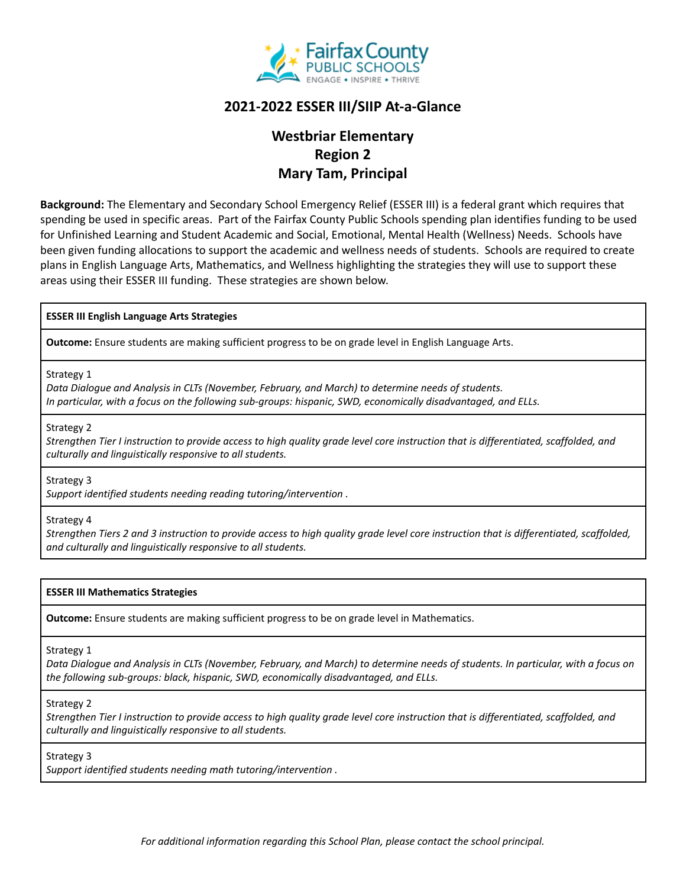# 2021-2022 ESSER III/SIIP At-a-Glance

## Westbriar Elementary
## Region 2
## Mary Tam, Principal

**Background:** The Elementary and Secondary School Emergency Relief (ESSER III) is a federal grant which requires that spending be used in specific areas. Part of the Fairfax County Public Schools spending plan identifies funding to be used for Unfinished Learning and Student Academic and Social, Emotional, Mental Health (Wellness) Needs. Schools have been given funding allocations to support the academic and wellness needs of students. Schools are required to create plans in English Language Arts, Mathematics, and Wellness highlighting the strategies they will use to support these areas using their ESSER III funding. These strategies are shown below.

| **ESSER III English Language Arts Strategies** |
| --- |
| **Outcome:** Ensure students are making sufficient progress to be on grade level in English Language Arts. |
| Strategy 1<br>*Data Dialogue and Analysis in CLTs (November, February, and March) to determine needs of students.*<br>*In particular, with a focus on the following sub-groups: hispanic, SWD, economically disadvantaged, and ELLs.* |
| Strategy 2<br>*Strengthen Tier I instruction to provide access to high quality grade level core instruction that is differentiated, scaffolded, and culturally and linguistically responsive to all students.* |
| Strategy 3<br>*Support identified students needing reading tutoring/intervention .* |
| Strategy 4<br>*Strengthen Tiers 2 and 3 instruction to provide access to high quality grade level core instruction that is differentiated, scaffolded, and culturally and linguistically responsive to all students.* |

| **ESSER III Mathematics Strategies** |
| --- |
| **Outcome:** Ensure students are making sufficient progress to be on grade level in Mathematics. |
| Strategy 1<br>*Data Dialogue and Analysis in CLTs (November, February, and March) to determine needs of students. In particular, with a focus on the following sub-groups: black, hispanic, SWD, economically disadvantaged, and ELLs.* |
| Strategy 2<br>*Strengthen Tier I instruction to provide access to high quality grade level core instruction that is differentiated, scaffolded, and culturally and linguistically responsive to all students.* |
| Strategy 3<br>*Support identified students needing math tutoring/intervention .* |

*For additional information regarding this School Plan, please contact the school principal.*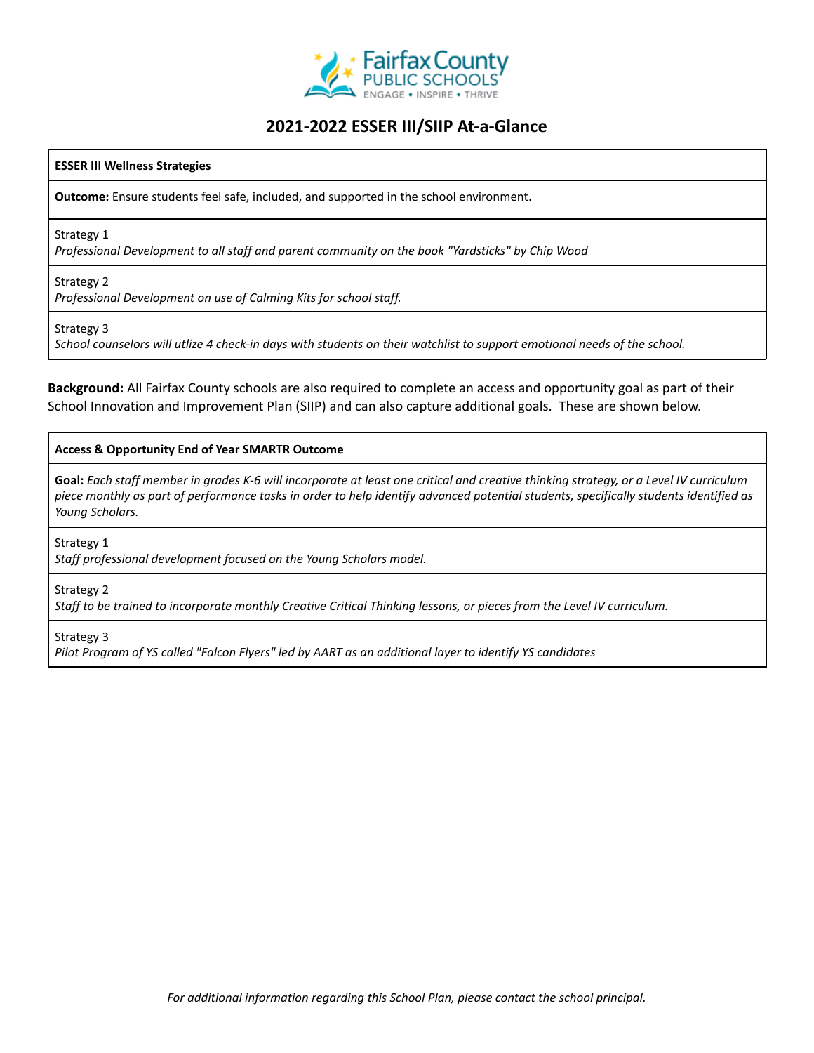# 2021-2022 ESSER III/SIIP At-a-Glance

| **ESSER III Wellness Strategies** |
| --- |
| **Outcome:** Ensure students feel safe, included, and supported in the school environment. |
| Strategy 1<br>*Professional Development to all staff and parent community on the book "Yardsticks" by Chip Wood* |
| Strategy 2<br>*Professional Development on use of Calming Kits for school staff.* |
| Strategy 3<br>*School counselors will utlize 4 check-in days with students on their watchlist to support emotional needs of the school.* |

**Background:** All Fairfax County schools are also required to complete an access and opportunity goal as part of their School Innovation and Improvement Plan (SIIP) and can also capture additional goals. These are shown below.

| **Access & Opportunity End of Year SMARTR Outcome** |
| --- |
| **Goal:** *Each staff member in grades K-6 will incorporate at least one critical and creative thinking strategy, or a Level IV curriculum piece monthly as part of performance tasks in order to help identify advanced potential students, specifically students identified as Young Scholars.* |
| Strategy 1<br>*Staff professional development focused on the Young Scholars model.* |
| Strategy 2<br>*Staff to be trained to incorporate monthly Creative Critical Thinking lessons, or pieces from the Level IV curriculum.* |
| Strategy 3<br>*Pilot Program of YS called "Falcon Flyers" led by AART as an additional layer to identify YS candidates* |

*For additional information regarding this School Plan, please contact the school principal.*